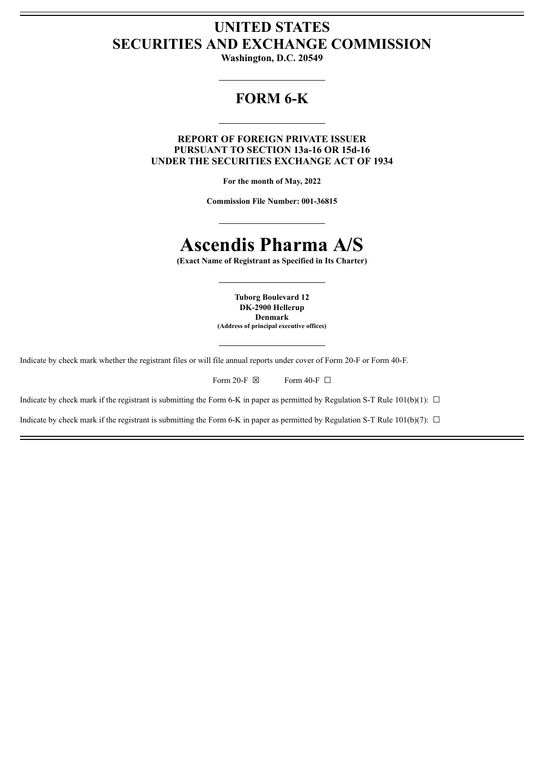# UNITED STATES
# SECURITIES AND EXCHANGE COMMISSION

**Washington, D.C. 20549**

## FORM 6-K

**REPORT OF FOREIGN PRIVATE ISSUER**
**PURSUANT TO SECTION 13a-16 OR 15d-16**
**UNDER THE SECURITIES EXCHANGE ACT OF 1934**

**For the month of May, 2022**

**Commission File Number: 001-36815**

# Ascendis Pharma A/S

**(Exact Name of Registrant as Specified in Its Charter)**

**Tuborg Boulevard 12**
**DK-2900 Hellerup**
**Denmark**
**(Address of principal executive offices)**

Indicate by check mark whether the registrant files or will file annual reports under cover of Form 20-F or Form 40-F.

Form 20-F ☒ Form 40-F ☐

Indicate by check mark if the registrant is submitting the Form 6-K in paper as permitted by Regulation S-T Rule 101(b)(1): ☐

Indicate by check mark if the registrant is submitting the Form 6-K in paper as permitted by Regulation S-T Rule 101(b)(7): ☐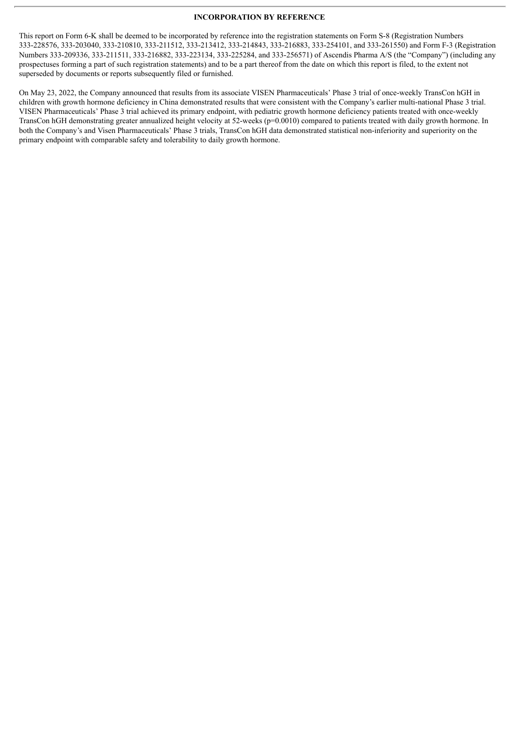**INCORPORATION BY REFERENCE**

This report on Form 6-K shall be deemed to be incorporated by reference into the registration statements on Form S-8 (Registration Numbers 333-228576, 333-203040, 333-210810, 333-211512, 333-213412, 333-214843, 333-216883, 333-254101, and 333-261550) and Form F-3 (Registration Numbers 333-209336, 333-211511, 333-216882, 333-223134, 333-225284, and 333-256571) of Ascendis Pharma A/S (the "Company") (including any prospectuses forming a part of such registration statements) and to be a part thereof from the date on which this report is filed, to the extent not superseded by documents or reports subsequently filed or furnished.

On May 23, 2022, the Company announced that results from its associate VISEN Pharmaceuticals' Phase 3 trial of once-weekly TransCon hGH in children with growth hormone deficiency in China demonstrated results that were consistent with the Company's earlier multi-national Phase 3 trial. VISEN Pharmaceuticals' Phase 3 trial achieved its primary endpoint, with pediatric growth hormone deficiency patients treated with once-weekly TransCon hGH demonstrating greater annualized height velocity at 52-weeks ($p=0.0010$) compared to patients treated with daily growth hormone. In both the Company's and Visen Pharmaceuticals' Phase 3 trials, TransCon hGH data demonstrated statistical non-inferiority and superiority on the primary endpoint with comparable safety and tolerability to daily growth hormone.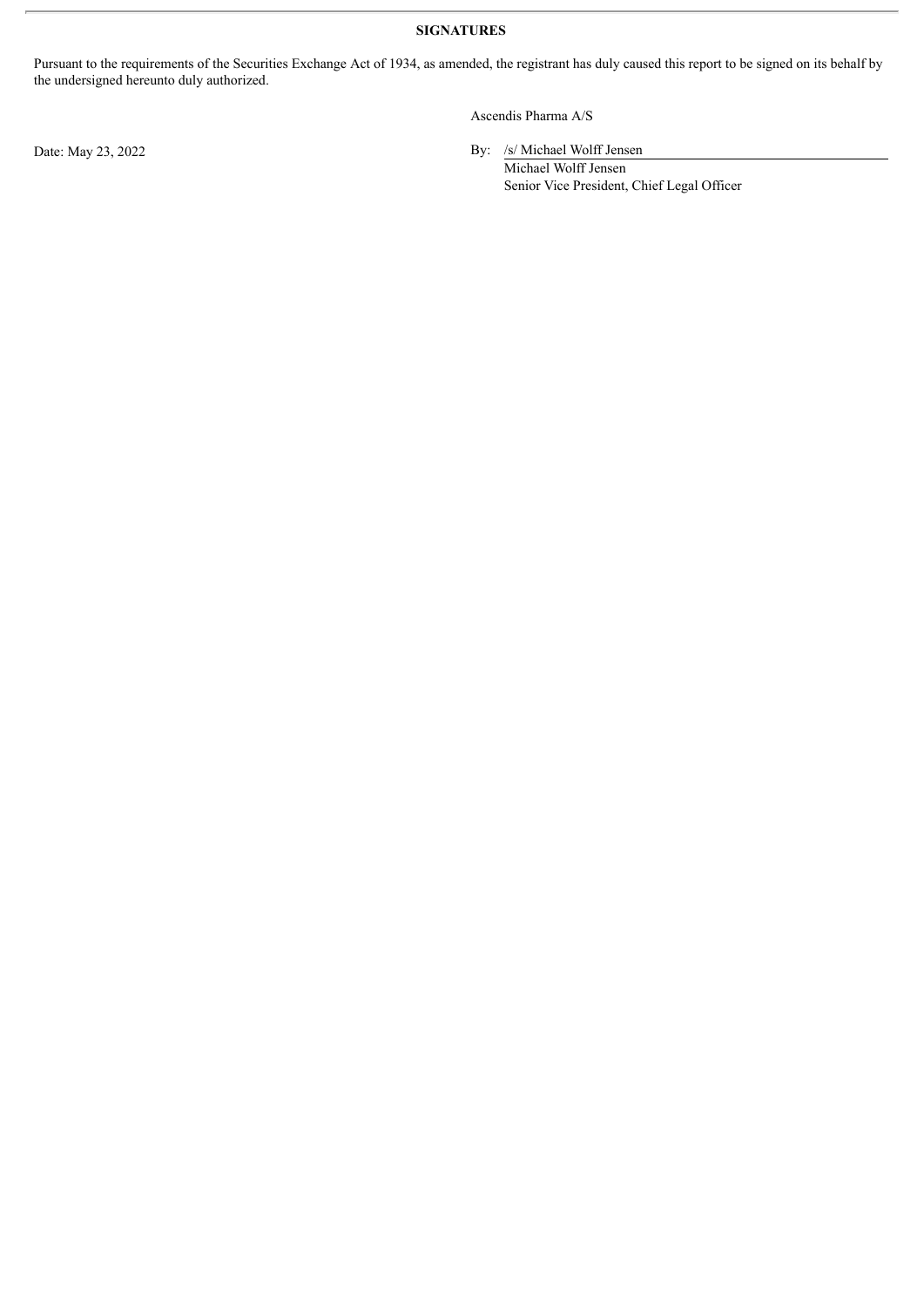**SIGNATURES**

Pursuant to the requirements of the Securities Exchange Act of 1934, as amended, the registrant has duly caused this report to be signed on its behalf by the undersigned hereunto duly authorized.

Ascendis Pharma A/S

Date: May 23, 2022

By: /s/ Michael Wolff Jensen
Michael Wolff Jensen
Senior Vice President, Chief Legal Officer